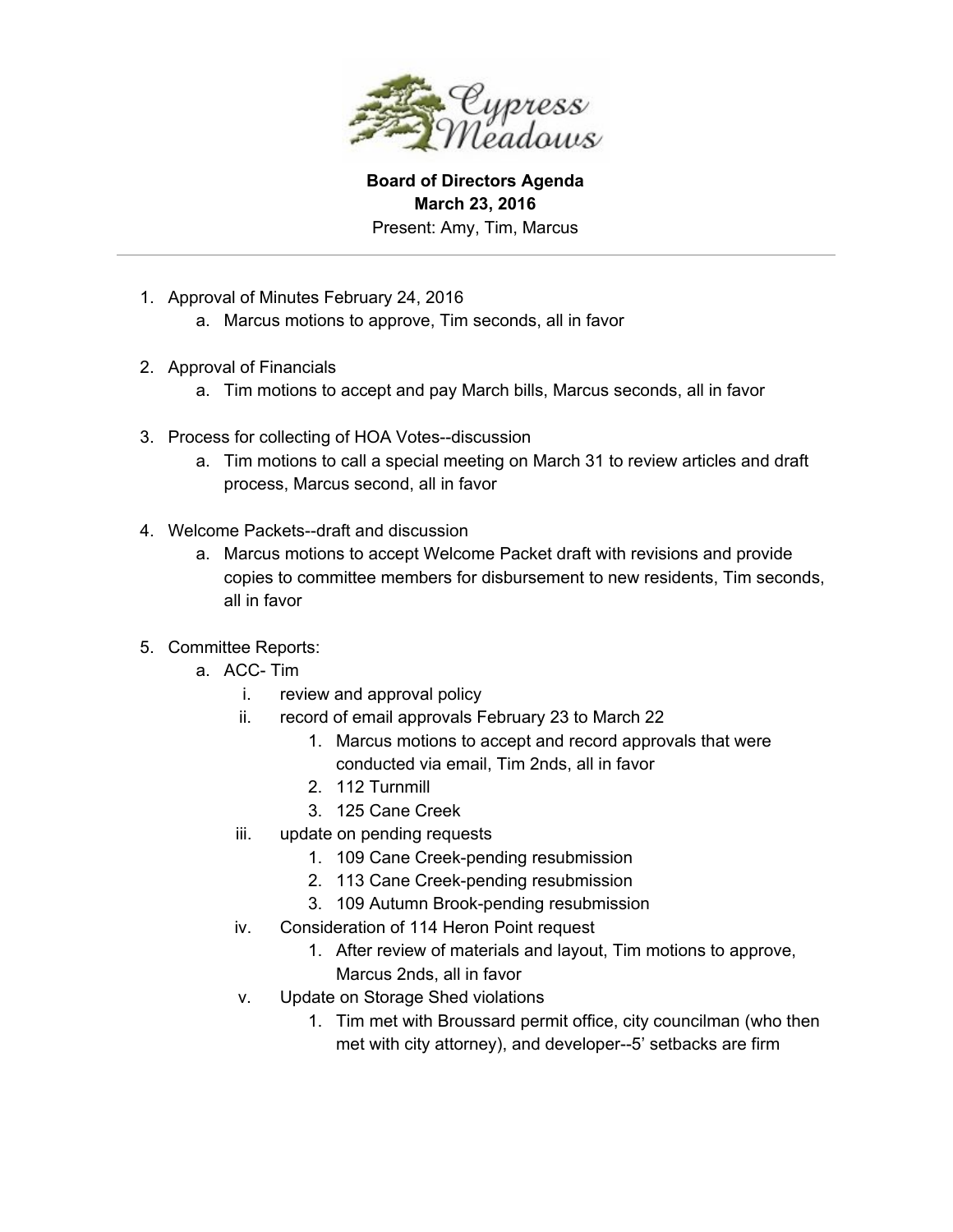Cypress Meadows

**Board of Directors Agenda**
**March 23, 2016**
Present: Amy, Tim, Marcus

---

1. Approval of Minutes February 24, 2016
   a. Marcus motions to approve, Tim seconds, all in favor

2. Approval of Financials
   a. Tim motions to accept and pay March bills, Marcus seconds, all in favor

3. Process for collecting of HOA Votes--discussion
   a. Tim motions to call a special meeting on March 31 to review articles and draft process, Marcus second, all in favor

4. Welcome Packets--draft and discussion
   a. Marcus motions to accept Welcome Packet draft with revisions and provide copies to committee members for disbursement to new residents, Tim seconds, all in favor

5. Committee Reports:
   a. ACC- Tim
      i. review and approval policy
      ii. record of email approvals February 23 to March 22
         1. Marcus motions to accept and record approvals that were conducted via email, Tim 2nds, all in favor
         2. 112 Turnmill
         3. 125 Cane Creek
      iii. update on pending requests
         1. 109 Cane Creek-pending resubmission
         2. 113 Cane Creek-pending resubmission
         3. 109 Autumn Brook-pending resubmission
      iv. Consideration of 114 Heron Point request
         1. After review of materials and layout, Tim motions to approve, Marcus 2nds, all in favor
      v. Update on Storage Shed violations
         1. Tim met with Broussard permit office, city councilman (who then met with city attorney), and developer--5' setbacks are firm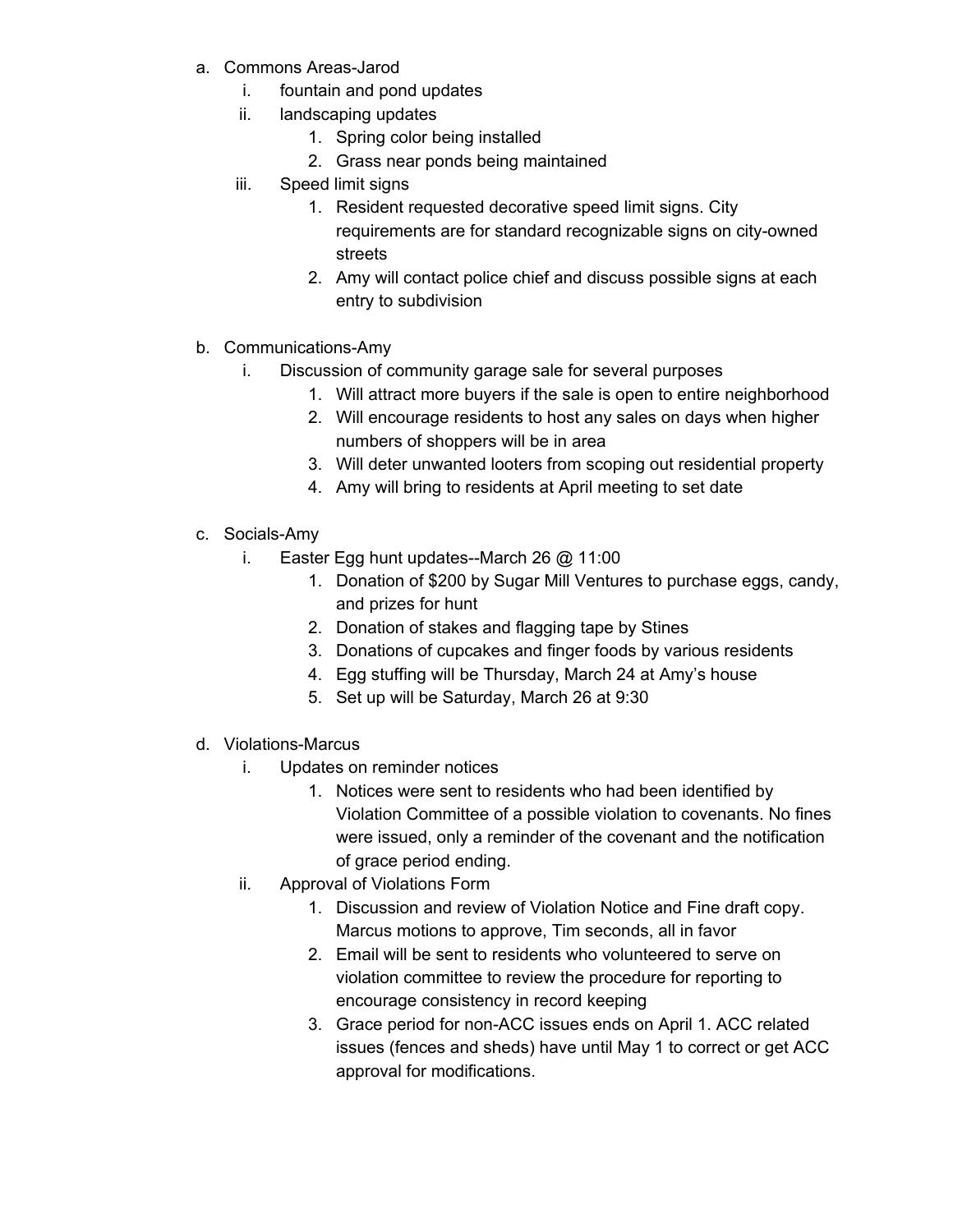a. Commons Areas-Jarod
    i. fountain and pond updates
    ii. landscaping updates
        1. Spring color being installed
        2. Grass near ponds being maintained
    iii. Speed limit signs
        1. Resident requested decorative speed limit signs. City requirements are for standard recognizable signs on city-owned streets
        2. Amy will contact police chief and discuss possible signs at each entry to subdivision

b. Communications-Amy
    i. Discussion of community garage sale for several purposes
        1. Will attract more buyers if the sale is open to entire neighborhood
        2. Will encourage residents to host any sales on days when higher numbers of shoppers will be in area
        3. Will deter unwanted looters from scoping out residential property
        4. Amy will bring to residents at April meeting to set date

c. Socials-Amy
    i. Easter Egg hunt updates--March 26 @ 11:00
        1. Donation of $200 by Sugar Mill Ventures to purchase eggs, candy, and prizes for hunt
        2. Donation of stakes and flagging tape by Stines
        3. Donations of cupcakes and finger foods by various residents
        4. Egg stuffing will be Thursday, March 24 at Amy's house
        5. Set up will be Saturday, March 26 at 9:30

d. Violations-Marcus
    i. Updates on reminder notices
        1. Notices were sent to residents who had been identified by Violation Committee of a possible violation to covenants. No fines were issued, only a reminder of the covenant and the notification of grace period ending.
    ii. Approval of Violations Form
        1. Discussion and review of Violation Notice and Fine draft copy. Marcus motions to approve, Tim seconds, all in favor
        2. Email will be sent to residents who volunteered to serve on violation committee to review the procedure for reporting to encourage consistency in record keeping
        3. Grace period for non-ACC issues ends on April 1. ACC related issues (fences and sheds) have until May 1 to correct or get ACC approval for modifications.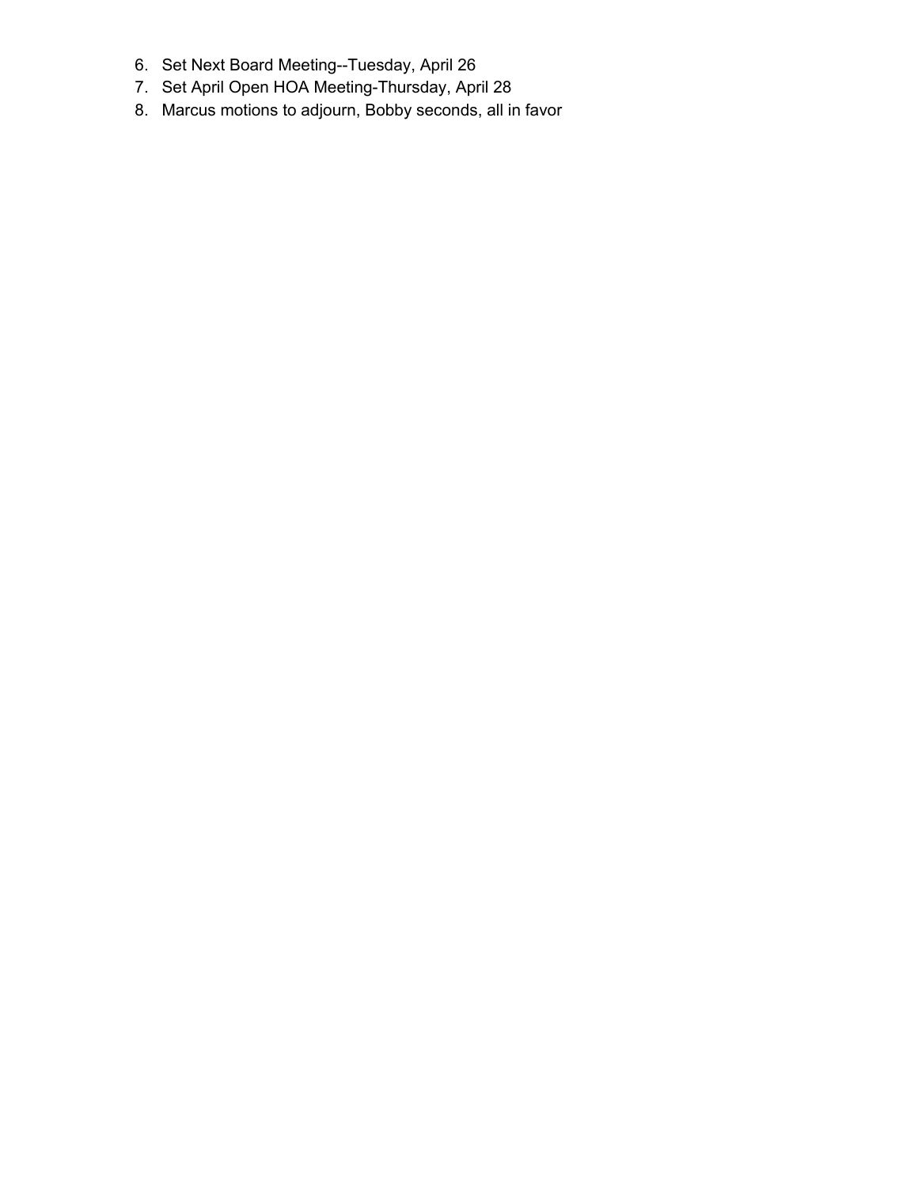6. Set Next Board Meeting--Tuesday, April 26
7. Set April Open HOA Meeting-Thursday, April 28
8. Marcus motions to adjourn, Bobby seconds, all in favor